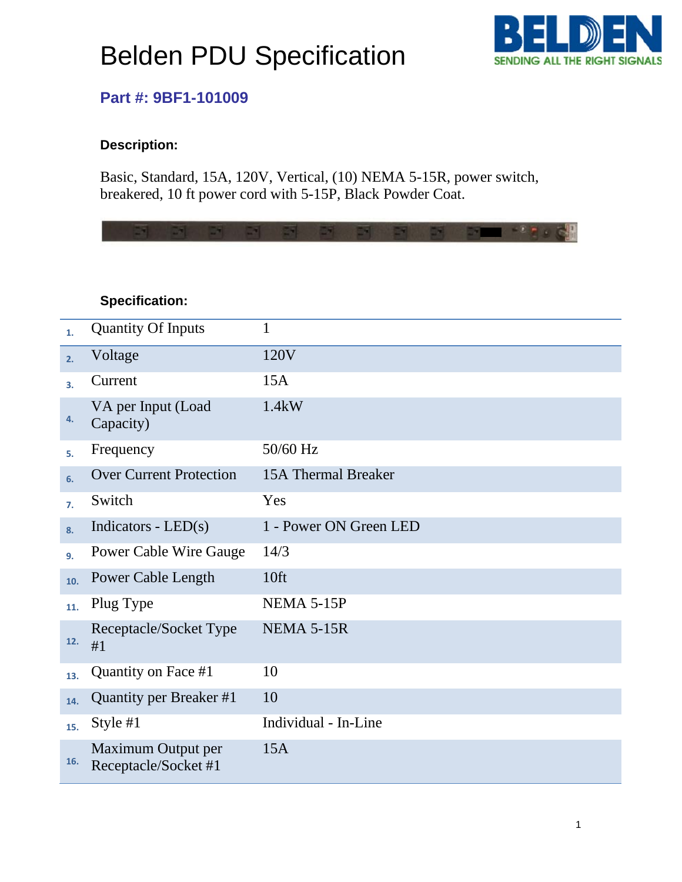# Belden PDU Specification

## Part #: 9BF1-101009

**Description:**

Basic, Standard, 15A, 120V, Vertical, (10) NEMA 5-15R, power switch, breakered, 10 ft power cord with 5-15P, Black Powder Coat.

**Specification:**

| # | Specification | Value |
|---|---|---|
| 1. | Quantity Of Inputs | 1 |
| 2. | Voltage | 120V |
| 3. | Current | 15A |
| 4. | VA per Input (Load Capacity) | 1.4kW |
| 5. | Frequency | 50/60 Hz |
| 6. | Over Current Protection | 15A Thermal Breaker |
| 7. | Switch | Yes |
| 8. | Indicators - LED(s) | 1 - Power ON Green LED |
| 9. | Power Cable Wire Gauge | 14/3 |
| 10. | Power Cable Length | 10ft |
| 11. | Plug Type | NEMA 5-15P |
| 12. | Receptacle/Socket Type #1 | NEMA 5-15R |
| 13. | Quantity on Face #1 | 10 |
| 14. | Quantity per Breaker #1 | 10 |
| 15. | Style #1 | Individual - In-Line |
| 16. | Maximum Output per Receptacle/Socket #1 | 15A |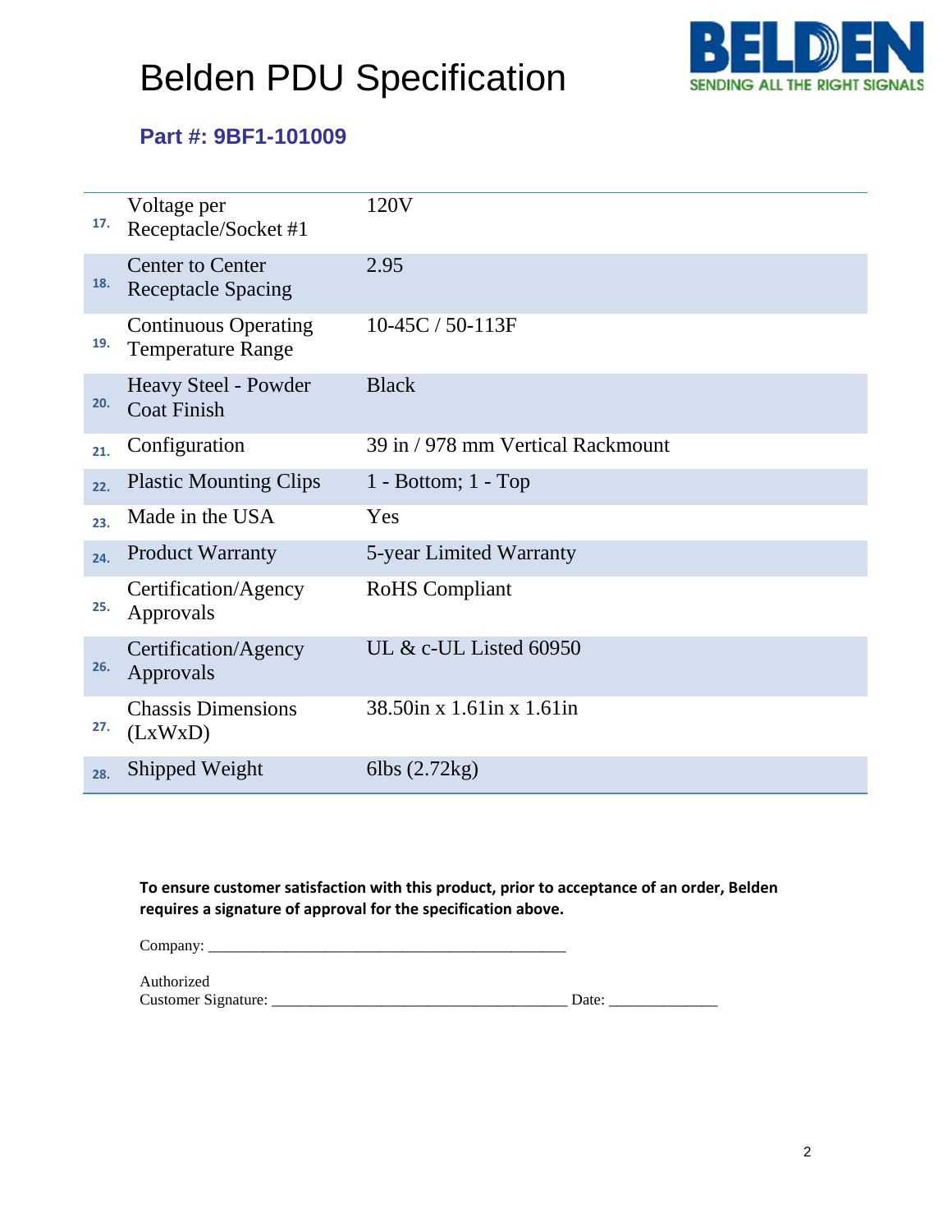# Belden PDU Specification

BELDEN
SENDING ALL THE RIGHT SIGNALS

## Part #: 9BF1-101009

| | | |
|---|---|---|
| 17. | Voltage per Receptacle/Socket #1 | 120V |
| 18. | Center to Center Receptacle Spacing | 2.95 |
| 19. | Continuous Operating Temperature Range | 10-45C / 50-113F |
| 20. | Heavy Steel - Powder Coat Finish | Black |
| 21. | Configuration | 39 in / 978 mm Vertical Rackmount |
| 22. | Plastic Mounting Clips | 1 - Bottom; 1 - Top |
| 23. | Made in the USA | Yes |
| 24. | Product Warranty | 5-year Limited Warranty |
| 25. | Certification/Agency Approvals | RoHS Compliant |
| 26. | Certification/Agency Approvals | UL & c-UL Listed 60950 |
| 27. | Chassis Dimensions (LxWxD) | 38.50in x 1.61in x 1.61in |
| 28. | Shipped Weight | 6lbs (2.72kg) |

**To ensure customer satisfaction with this product, prior to acceptance of an order, Belden requires a signature of approval for the specification above.**

Company: _______________________________________________

Authorized
Customer Signature: _______________________________________ Date: ______________